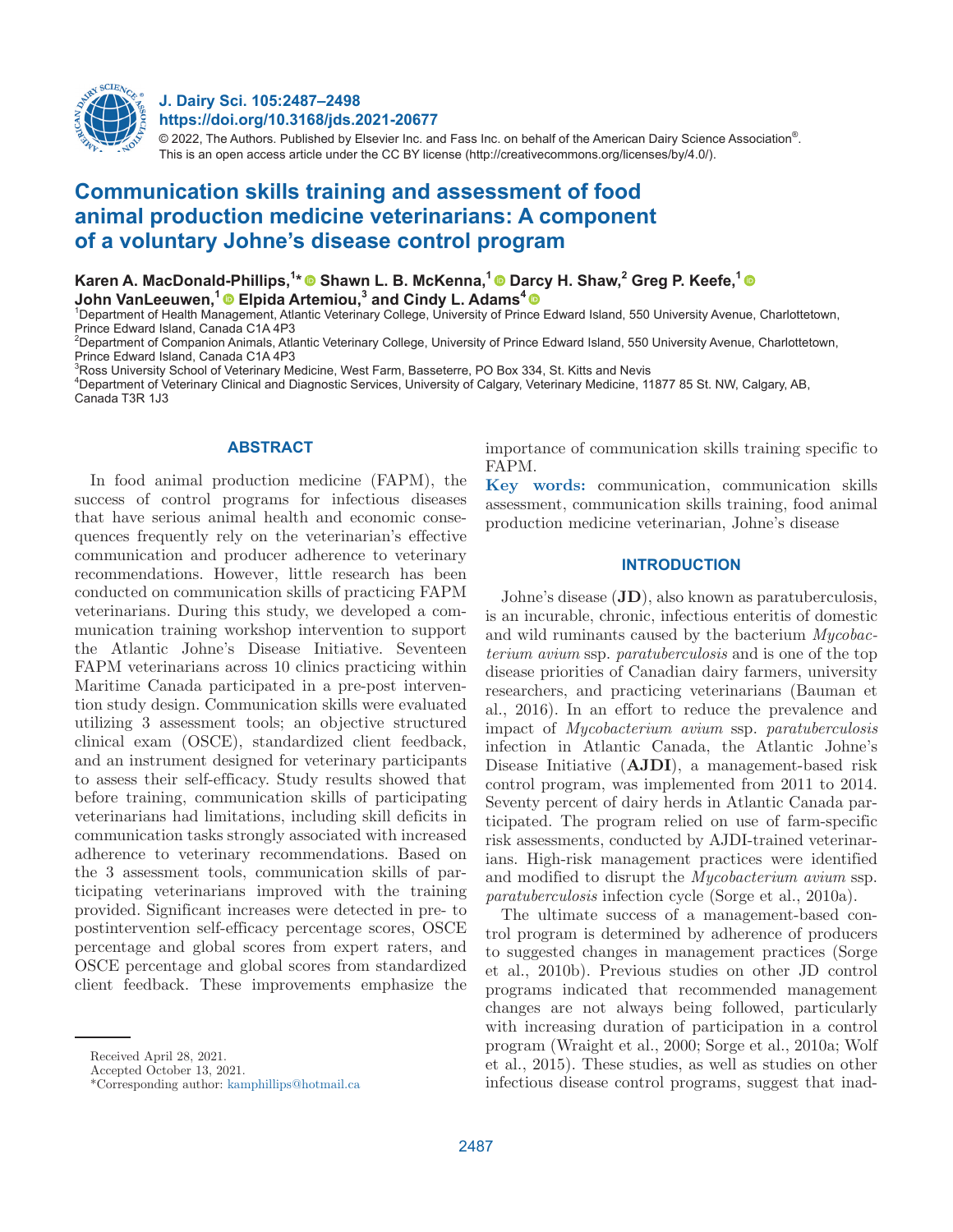# Communication skills training and assessment of food animal production medicine veterinarians: A component of a voluntary Johne's disease control program

**Karen A. MacDonald-Phillips,[1*] Shawn L. B. McKenna,[1] Darcy H. Shaw,[2] Greg P. Keefe,[1] John VanLeeuwen,[1] Elpida Artemiou,[3] and Cindy L. Adams[4]**

[1]Department of Health Management, Atlantic Veterinary College, University of Prince Edward Island, 550 University Avenue, Charlottetown, Prince Edward Island, Canada C1A 4P3
[2]Department of Companion Animals, Atlantic Veterinary College, University of Prince Edward Island, 550 University Avenue, Charlottetown, Prince Edward Island, Canada C1A 4P3
[3]Ross University School of Veterinary Medicine, West Farm, Basseterre, PO Box 334, St. Kitts and Nevis
[4]Department of Veterinary Clinical and Diagnostic Services, University of Calgary, Veterinary Medicine, 11877 85 St. NW, Calgary, AB, Canada T3R 1J3

## ABSTRACT

In food animal production medicine (FAPM), the success of control programs for infectious diseases that have serious animal health and economic consequences frequently rely on the veterinarian's effective communication and producer adherence to veterinary recommendations. However, little research has been conducted on communication skills of practicing FAPM veterinarians. During this study, we developed a communication training workshop intervention to support the Atlantic Johne's Disease Initiative. Seventeen FAPM veterinarians across 10 clinics practicing within Maritime Canada participated in a pre-post intervention study design. Communication skills were evaluated utilizing 3 assessment tools; an objective structured clinical exam (OSCE), standardized client feedback, and an instrument designed for veterinary participants to assess their self-efficacy. Study results showed that before training, communication skills of participating veterinarians had limitations, including skill deficits in communication tasks strongly associated with increased adherence to veterinary recommendations. Based on the 3 assessment tools, communication skills of participating veterinarians improved with the training provided. Significant increases were detected in pre- to postintervention self-efficacy percentage scores, OSCE percentage and global scores from expert raters, and OSCE percentage and global scores from standardized client feedback. These improvements emphasize the importance of communication skills training specific to FAPM.

**Key words:** communication, communication skills assessment, communication skills training, food animal production medicine veterinarian, Johne's disease

## INTRODUCTION

Johne's disease (**JD**), also known as paratuberculosis, is an incurable, chronic, infectious enteritis of domestic and wild ruminants caused by the bacterium *Mycobacterium avium* ssp. *paratuberculosis* and is one of the top disease priorities of Canadian dairy farmers, university researchers, and practicing veterinarians (Bauman et al., 2016). In an effort to reduce the prevalence and impact of *Mycobacterium avium* ssp. *paratuberculosis* infection in Atlantic Canada, the Atlantic Johne's Disease Initiative (**AJDI**), a management-based risk control program, was implemented from 2011 to 2014. Seventy percent of dairy herds in Atlantic Canada participated. The program relied on use of farm-specific risk assessments, conducted by AJDI-trained veterinarians. High-risk management practices were identified and modified to disrupt the *Mycobacterium avium* ssp. *paratuberculosis* infection cycle (Sorge et al., 2010a).

The ultimate success of a management-based control program is determined by adherence of producers to suggested changes in management practices (Sorge et al., 2010b). Previous studies on other JD control programs indicated that recommended management changes are not always being followed, particularly with increasing duration of participation in a control program (Wraight et al., 2000; Sorge et al., 2010a; Wolf et al., 2015). These studies, as well as studies on other infectious disease control programs, suggest that inad-

Received April 28, 2021.
Accepted October 13, 2021.
*Corresponding author: kamphillips@hotmail.ca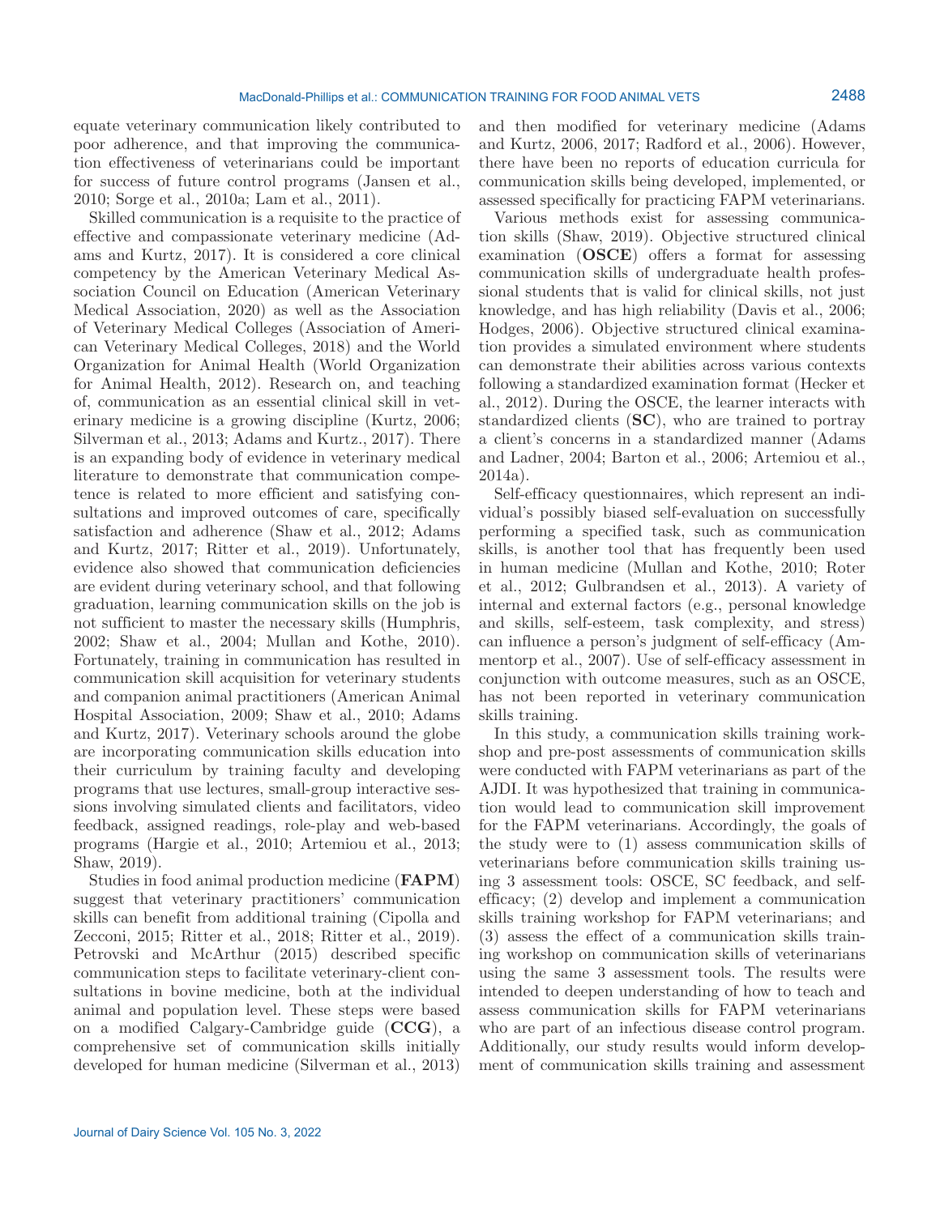equate veterinary communication likely contributed to poor adherence, and that improving the communication effectiveness of veterinarians could be important for success of future control programs (Jansen et al., 2010; Sorge et al., 2010a; Lam et al., 2011).

Skilled communication is a requisite to the practice of effective and compassionate veterinary medicine (Adams and Kurtz, 2017). It is considered a core clinical competency by the American Veterinary Medical Association Council on Education (American Veterinary Medical Association, 2020) as well as the Association of Veterinary Medical Colleges (Association of American Veterinary Medical Colleges, 2018) and the World Organization for Animal Health (World Organization for Animal Health, 2012). Research on, and teaching of, communication as an essential clinical skill in veterinary medicine is a growing discipline (Kurtz, 2006; Silverman et al., 2013; Adams and Kurtz., 2017). There is an expanding body of evidence in veterinary medical literature to demonstrate that communication competence is related to more efficient and satisfying consultations and improved outcomes of care, specifically satisfaction and adherence (Shaw et al., 2012; Adams and Kurtz, 2017; Ritter et al., 2019). Unfortunately, evidence also showed that communication deficiencies are evident during veterinary school, and that following graduation, learning communication skills on the job is not sufficient to master the necessary skills (Humphris, 2002; Shaw et al., 2004; Mullan and Kothe, 2010). Fortunately, training in communication has resulted in communication skill acquisition for veterinary students and companion animal practitioners (American Animal Hospital Association, 2009; Shaw et al., 2010; Adams and Kurtz, 2017). Veterinary schools around the globe are incorporating communication skills education into their curriculum by training faculty and developing programs that use lectures, small-group interactive sessions involving simulated clients and facilitators, video feedback, assigned readings, role-play and web-based programs (Hargie et al., 2010; Artemiou et al., 2013; Shaw, 2019).

Studies in food animal production medicine (**FAPM**) suggest that veterinary practitioners' communication skills can benefit from additional training (Cipolla and Zecconi, 2015; Ritter et al., 2018; Ritter et al., 2019). Petrovski and McArthur (2015) described specific communication steps to facilitate veterinary-client consultations in bovine medicine, both at the individual animal and population level. These steps were based on a modified Calgary-Cambridge guide (**CCG**), a comprehensive set of communication skills initially developed for human medicine (Silverman et al., 2013) and then modified for veterinary medicine (Adams and Kurtz, 2006, 2017; Radford et al., 2006). However, there have been no reports of education curricula for communication skills being developed, implemented, or assessed specifically for practicing FAPM veterinarians.

Various methods exist for assessing communication skills (Shaw, 2019). Objective structured clinical examination (**OSCE**) offers a format for assessing communication skills of undergraduate health professional students that is valid for clinical skills, not just knowledge, and has high reliability (Davis et al., 2006; Hodges, 2006). Objective structured clinical examination provides a simulated environment where students can demonstrate their abilities across various contexts following a standardized examination format (Hecker et al., 2012). During the OSCE, the learner interacts with standardized clients (**SC**), who are trained to portray a client's concerns in a standardized manner (Adams and Ladner, 2004; Barton et al., 2006; Artemiou et al., 2014a).

Self-efficacy questionnaires, which represent an individual's possibly biased self-evaluation on successfully performing a specified task, such as communication skills, is another tool that has frequently been used in human medicine (Mullan and Kothe, 2010; Roter et al., 2012; Gulbrandsen et al., 2013). A variety of internal and external factors (e.g., personal knowledge and skills, self-esteem, task complexity, and stress) can influence a person's judgment of self-efficacy (Ammentorp et al., 2007). Use of self-efficacy assessment in conjunction with outcome measures, such as an OSCE, has not been reported in veterinary communication skills training.

In this study, a communication skills training workshop and pre-post assessments of communication skills were conducted with FAPM veterinarians as part of the AJDI. It was hypothesized that training in communication would lead to communication skill improvement for the FAPM veterinarians. Accordingly, the goals of the study were to (1) assess communication skills of veterinarians before communication skills training using 3 assessment tools: OSCE, SC feedback, and self-efficacy; (2) develop and implement a communication skills training workshop for FAPM veterinarians; and (3) assess the effect of a communication skills training workshop on communication skills of veterinarians using the same 3 assessment tools. The results were intended to deepen understanding of how to teach and assess communication skills for FAPM veterinarians who are part of an infectious disease control program. Additionally, our study results would inform development of communication skills training and assessment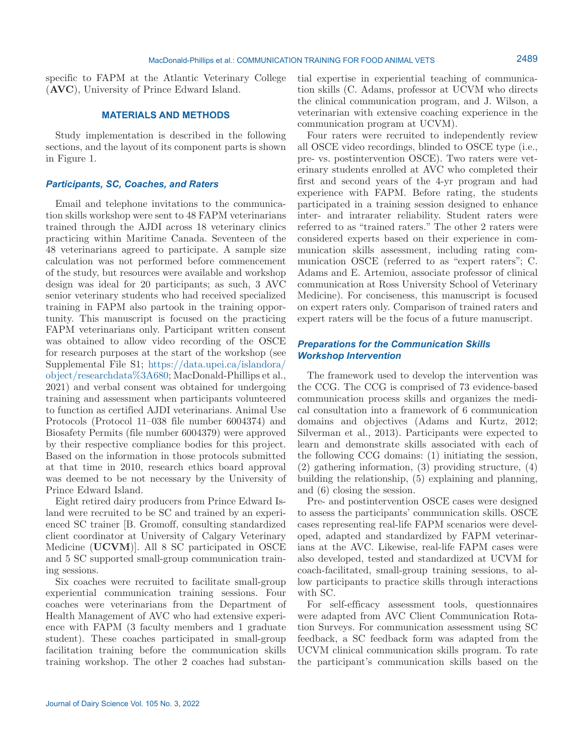specific to FAPM at the Atlantic Veterinary College (**AVC**), University of Prince Edward Island.

## MATERIALS AND METHODS

Study implementation is described in the following sections, and the layout of its component parts is shown in Figure 1.

### Participants, SC, Coaches, and Raters

Email and telephone invitations to the communication skills workshop were sent to 48 FAPM veterinarians trained through the AJDI across 18 veterinary clinics practicing within Maritime Canada. Seventeen of the 48 veterinarians agreed to participate. A sample size calculation was not performed before commencement of the study, but resources were available and workshop design was ideal for 20 participants; as such, 3 AVC senior veterinary students who had received specialized training in FAPM also partook in the training opportunity. This manuscript is focused on the practicing FAPM veterinarians only. Participant written consent was obtained to allow video recording of the OSCE for research purposes at the start of the workshop (see Supplemental File S1; https://data.upei.ca/islandora/object/researchdata%3A680; MacDonald-Phillips et al., 2021) and verbal consent was obtained for undergoing training and assessment when participants volunteered to function as certified AJDI veterinarians. Animal Use Protocols (Protocol 11–038 file number 6004374) and Biosafety Permits (file number 6004379) were approved by their respective compliance bodies for this project. Based on the information in those protocols submitted at that time in 2010, research ethics board approval was deemed to be not necessary by the University of Prince Edward Island.

Eight retired dairy producers from Prince Edward Island were recruited to be SC and trained by an experienced SC trainer [B. Gromoff, consulting standardized client coordinator at University of Calgary Veterinary Medicine (**UCVM**)]. All 8 SC participated in OSCE and 5 SC supported small-group communication training sessions.

Six coaches were recruited to facilitate small-group experiential communication training sessions. Four coaches were veterinarians from the Department of Health Management of AVC who had extensive experience with FAPM (3 faculty members and 1 graduate student). These coaches participated in small-group facilitation training before the communication skills training workshop. The other 2 coaches had substantial expertise in experiential teaching of communication skills (C. Adams, professor at UCVM who directs the clinical communication program, and J. Wilson, a veterinarian with extensive coaching experience in the communication program at UCVM).

Four raters were recruited to independently review all OSCE video recordings, blinded to OSCE type (i.e., pre- vs. postintervention OSCE). Two raters were veterinary students enrolled at AVC who completed their first and second years of the 4-yr program and had experience with FAPM. Before rating, the students participated in a training session designed to enhance inter- and intrarater reliability. Student raters were referred to as "trained raters." The other 2 raters were considered experts based on their experience in communication skills assessment, including rating communication OSCE (referred to as "expert raters"; C. Adams and E. Artemiou, associate professor of clinical communication at Ross University School of Veterinary Medicine). For conciseness, this manuscript is focused on expert raters only. Comparison of trained raters and expert raters will be the focus of a future manuscript.

### Preparations for the Communication Skills Workshop Intervention

The framework used to develop the intervention was the CCG. The CCG is comprised of 73 evidence-based communication process skills and organizes the medical consultation into a framework of 6 communication domains and objectives (Adams and Kurtz, 2012; Silverman et al., 2013). Participants were expected to learn and demonstrate skills associated with each of the following CCG domains: (1) initiating the session, (2) gathering information, (3) providing structure, (4) building the relationship, (5) explaining and planning, and (6) closing the session.

Pre- and postintervention OSCE cases were designed to assess the participants' communication skills. OSCE cases representing real-life FAPM scenarios were developed, adapted and standardized by FAPM veterinarians at the AVC. Likewise, real-life FAPM cases were also developed, tested and standardized at UCVM for coach-facilitated, small-group training sessions, to allow participants to practice skills through interactions with SC.

For self-efficacy assessment tools, questionnaires were adapted from AVC Client Communication Rotation Surveys. For communication assessment using SC feedback, a SC feedback form was adapted from the UCVM clinical communication skills program. To rate the participant's communication skills based on the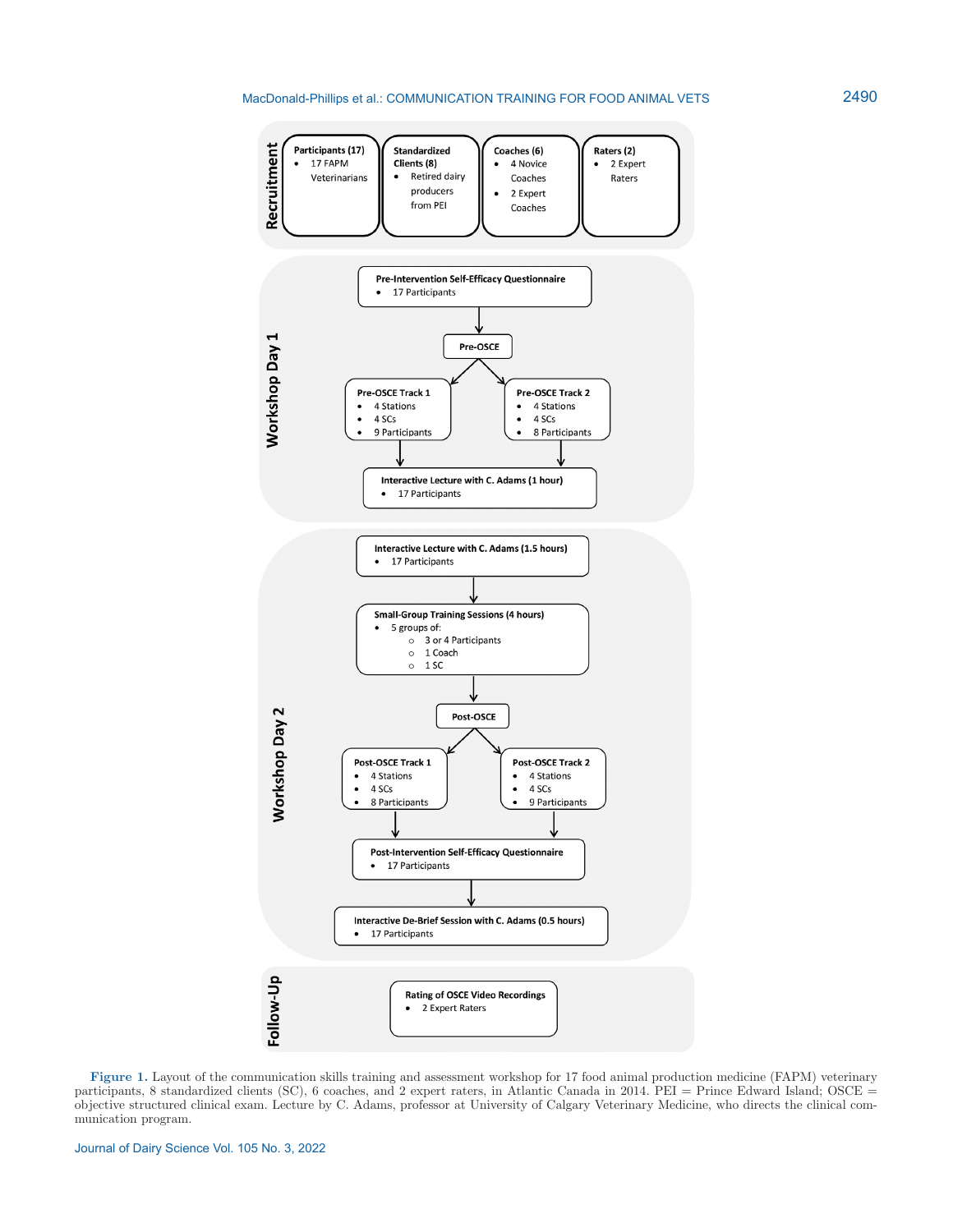**Recruitment**

- **Participants (17)**
  - 17 FAPM Veterinarians
- **Standardized Clients (8)**
  - Retired dairy producers from PEI
- **Coaches (6)**
  - 4 Novice Coaches
  - 2 Expert Coaches
- **Raters (2)**
  - 2 Expert Raters

**Workshop Day 1**

- **Pre-Intervention Self-Efficacy Questionnaire**
  - 17 Participants
- **Pre-OSCE**
  - **Pre-OSCE Track 1**
    - 4 Stations
    - 4 SCs
    - 9 Participants
  - **Pre-OSCE Track 2**
    - 4 Stations
    - 4 SCs
    - 8 Participants
- **Interactive Lecture with C. Adams (1 hour)**
  - 17 Participants

**Workshop Day 2**

- **Interactive Lecture with C. Adams (1.5 hours)**
  - 17 Participants
- **Small-Group Training Sessions (4 hours)**
  - 5 groups of:
    - 3 or 4 Participants
    - 1 Coach
    - 1 SC
- **Post-OSCE**
  - **Post-OSCE Track 1**
    - 4 Stations
    - 4 SCs
    - 8 Participants
  - **Post-OSCE Track 2**
    - 4 Stations
    - 4 SCs
    - 9 Participants
- **Post-Intervention Self-Efficacy Questionnaire**
  - 17 Participants
- **Interactive De-Brief Session with C. Adams (0.5 hours)**
  - 17 Participants

**Follow-Up**

- **Rating of OSCE Video Recordings**
  - 2 Expert Raters

**Figure 1.** Layout of the communication skills training and assessment workshop for 17 food animal production medicine (FAPM) veterinary participants, 8 standardized clients (SC), 6 coaches, and 2 expert raters, in Atlantic Canada in 2014. PEI = Prince Edward Island; OSCE = objective structured clinical exam. Lecture by C. Adams, professor at University of Calgary Veterinary Medicine, who directs the clinical communication program.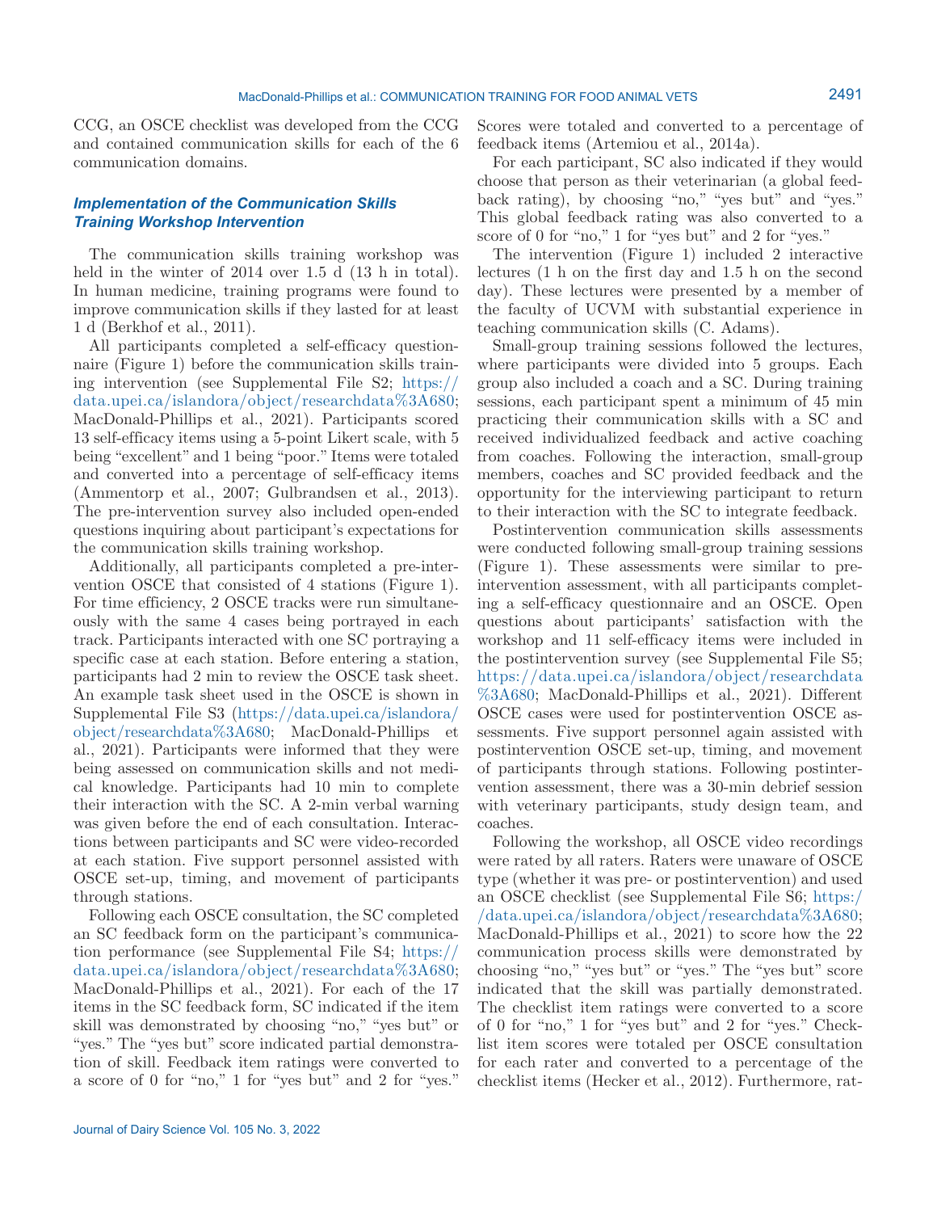CCG, an OSCE checklist was developed from the CCG and contained communication skills for each of the 6 communication domains.

### *Implementation of the Communication Skills Training Workshop Intervention*

The communication skills training workshop was held in the winter of 2014 over 1.5 d (13 h in total). In human medicine, training programs were found to improve communication skills if they lasted for at least 1 d (Berkhof et al., 2011).

All participants completed a self-efficacy questionnaire (Figure 1) before the communication skills training intervention (see Supplemental File S2; https://data.upei.ca/islandora/object/researchdata%3A680; MacDonald-Phillips et al., 2021). Participants scored 13 self-efficacy items using a 5-point Likert scale, with 5 being "excellent" and 1 being "poor." Items were totaled and converted into a percentage of self-efficacy items (Ammentorp et al., 2007; Gulbrandsen et al., 2013). The pre-intervention survey also included open-ended questions inquiring about participant's expectations for the communication skills training workshop.

Additionally, all participants completed a pre-intervention OSCE that consisted of 4 stations (Figure 1). For time efficiency, 2 OSCE tracks were run simultaneously with the same 4 cases being portrayed in each track. Participants interacted with one SC portraying a specific case at each station. Before entering a station, participants had 2 min to review the OSCE task sheet. An example task sheet used in the OSCE is shown in Supplemental File S3 (https://data.upei.ca/islandora/object/researchdata%3A680; MacDonald-Phillips et al., 2021). Participants were informed that they were being assessed on communication skills and not medical knowledge. Participants had 10 min to complete their interaction with the SC. A 2-min verbal warning was given before the end of each consultation. Interactions between participants and SC were video-recorded at each station. Five support personnel assisted with OSCE set-up, timing, and movement of participants through stations.

Following each OSCE consultation, the SC completed an SC feedback form on the participant's communication performance (see Supplemental File S4; https://data.upei.ca/islandora/object/researchdata%3A680; MacDonald-Phillips et al., 2021). For each of the 17 items in the SC feedback form, SC indicated if the item skill was demonstrated by choosing "no," "yes but" or "yes." The "yes but" score indicated partial demonstration of skill. Feedback item ratings were converted to a score of 0 for "no," 1 for "yes but" and 2 for "yes." Scores were totaled and converted to a percentage of feedback items (Artemiou et al., 2014a).

For each participant, SC also indicated if they would choose that person as their veterinarian (a global feedback rating), by choosing "no," "yes but" and "yes." This global feedback rating was also converted to a score of 0 for "no," 1 for "yes but" and 2 for "yes."

The intervention (Figure 1) included 2 interactive lectures (1 h on the first day and 1.5 h on the second day). These lectures were presented by a member of the faculty of UCVM with substantial experience in teaching communication skills (C. Adams).

Small-group training sessions followed the lectures, where participants were divided into 5 groups. Each group also included a coach and a SC. During training sessions, each participant spent a minimum of 45 min practicing their communication skills with a SC and received individualized feedback and active coaching from coaches. Following the interaction, small-group members, coaches and SC provided feedback and the opportunity for the interviewing participant to return to their interaction with the SC to integrate feedback.

Postintervention communication skills assessments were conducted following small-group training sessions (Figure 1). These assessments were similar to pre-intervention assessment, with all participants completing a self-efficacy questionnaire and an OSCE. Open questions about participants' satisfaction with the workshop and 11 self-efficacy items were included in the postintervention survey (see Supplemental File S5; https://data.upei.ca/islandora/object/researchdata%3A680; MacDonald-Phillips et al., 2021). Different OSCE cases were used for postintervention OSCE assessments. Five support personnel again assisted with postintervention OSCE set-up, timing, and movement of participants through stations. Following postintervention assessment, there was a 30-min debrief session with veterinary participants, study design team, and coaches.

Following the workshop, all OSCE video recordings were rated by all raters. Raters were unaware of OSCE type (whether it was pre- or postintervention) and used an OSCE checklist (see Supplemental File S6; https://data.upei.ca/islandora/object/researchdata%3A680; MacDonald-Phillips et al., 2021) to score how the 22 communication process skills were demonstrated by choosing "no," "yes but" or "yes." The "yes but" score indicated that the skill was partially demonstrated. The checklist item ratings were converted to a score of 0 for "no," 1 for "yes but" and 2 for "yes." Checklist item scores were totaled per OSCE consultation for each rater and converted to a percentage of the checklist items (Hecker et al., 2012). Furthermore, rat-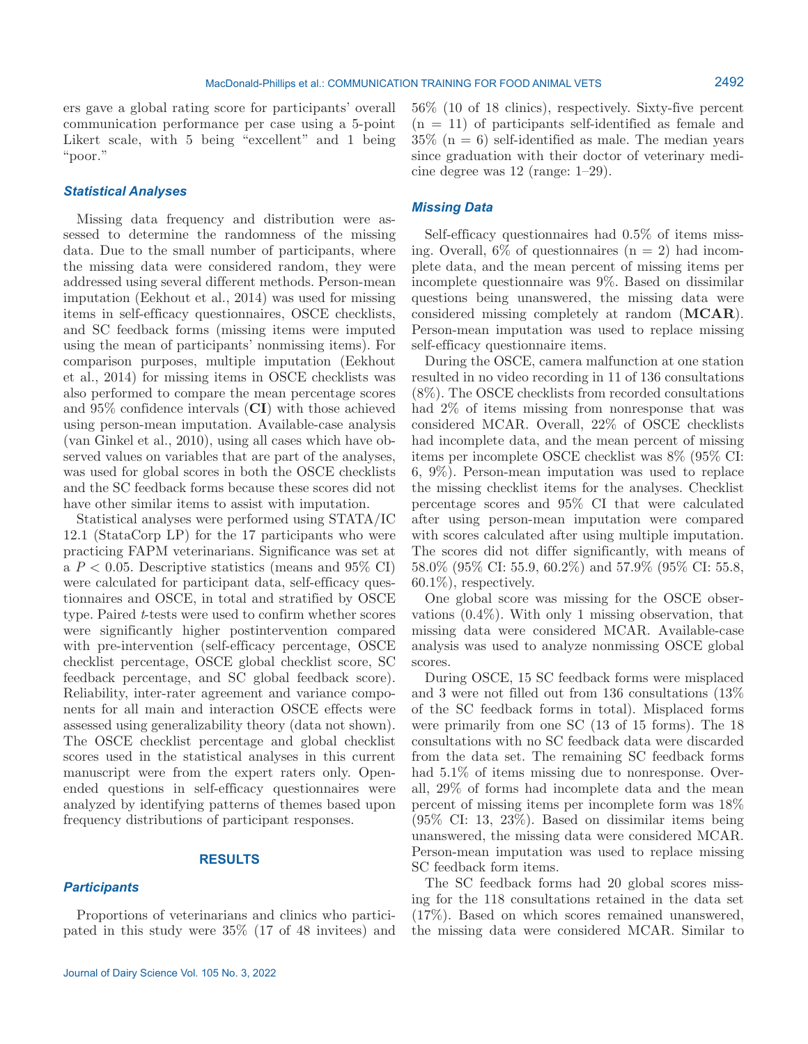ers gave a global rating score for participants' overall communication performance per case using a 5-point Likert scale, with 5 being "excellent" and 1 being "poor."

### Statistical Analyses

Missing data frequency and distribution were assessed to determine the randomness of the missing data. Due to the small number of participants, where the missing data were considered random, they were addressed using several different methods. Person-mean imputation (Eekhout et al., 2014) was used for missing items in self-efficacy questionnaires, OSCE checklists, and SC feedback forms (missing items were imputed using the mean of participants' nonmissing items). For comparison purposes, multiple imputation (Eekhout et al., 2014) for missing items in OSCE checklists was also performed to compare the mean percentage scores and 95% confidence intervals (**CI**) with those achieved using person-mean imputation. Available-case analysis (van Ginkel et al., 2010), using all cases which have observed values on variables that are part of the analyses, was used for global scores in both the OSCE checklists and the SC feedback forms because these scores did not have other similar items to assist with imputation.

Statistical analyses were performed using STATA/IC 12.1 (StataCorp LP) for the 17 participants who were practicing FAPM veterinarians. Significance was set at a $P < 0.05$. Descriptive statistics (means and 95% CI) were calculated for participant data, self-efficacy questionnaires and OSCE, in total and stratified by OSCE type. Paired $t$-tests were used to confirm whether scores were significantly higher postintervention compared with pre-intervention (self-efficacy percentage, OSCE checklist percentage, OSCE global checklist score, SC feedback percentage, and SC global feedback score). Reliability, inter-rater agreement and variance components for all main and interaction OSCE effects were assessed using generalizability theory (data not shown). The OSCE checklist percentage and global checklist scores used in the statistical analyses in this current manuscript were from the expert raters only. Open-ended questions in self-efficacy questionnaires were analyzed by identifying patterns of themes based upon frequency distributions of participant responses.

## RESULTS

### Participants

Proportions of veterinarians and clinics who participated in this study were 35% (17 of 48 invitees) and 56% (10 of 18 clinics), respectively. Sixty-five percent (n = 11) of participants self-identified as female and 35% (n = 6) self-identified as male. The median years since graduation with their doctor of veterinary medicine degree was 12 (range: 1–29).

### Missing Data

Self-efficacy questionnaires had 0.5% of items missing. Overall, 6% of questionnaires (n = 2) had incomplete data, and the mean percent of missing items per incomplete questionnaire was 9%. Based on dissimilar questions being unanswered, the missing data were considered missing completely at random (**MCAR**). Person-mean imputation was used to replace missing self-efficacy questionnaire items.

During the OSCE, camera malfunction at one station resulted in no video recording in 11 of 136 consultations (8%). The OSCE checklists from recorded consultations had 2% of items missing from nonresponse that was considered MCAR. Overall, 22% of OSCE checklists had incomplete data, and the mean percent of missing items per incomplete OSCE checklist was 8% (95% CI: 6, 9%). Person-mean imputation was used to replace the missing checklist items for the analyses. Checklist percentage scores and 95% CI that were calculated after using person-mean imputation were compared with scores calculated after using multiple imputation. The scores did not differ significantly, with means of 58.0% (95% CI: 55.9, 60.2%) and 57.9% (95% CI: 55.8, 60.1%), respectively.

One global score was missing for the OSCE observations (0.4%). With only 1 missing observation, that missing data were considered MCAR. Available-case analysis was used to analyze nonmissing OSCE global scores.

During OSCE, 15 SC feedback forms were misplaced and 3 were not filled out from 136 consultations (13% of the SC feedback forms in total). Misplaced forms were primarily from one SC (13 of 15 forms). The 18 consultations with no SC feedback data were discarded from the data set. The remaining SC feedback forms had 5.1% of items missing due to nonresponse. Overall, 29% of forms had incomplete data and the mean percent of missing items per incomplete form was 18% (95% CI: 13, 23%). Based on dissimilar items being unanswered, the missing data were considered MCAR. Person-mean imputation was used to replace missing SC feedback form items.

The SC feedback forms had 20 global scores missing for the 118 consultations retained in the data set (17%). Based on which scores remained unanswered, the missing data were considered MCAR. Similar to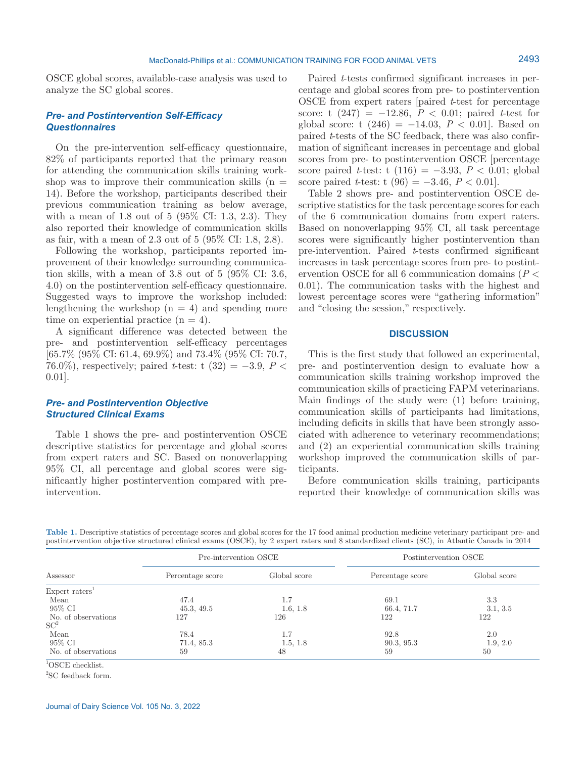OSCE global scores, available-case analysis was used to analyze the SC global scores.

### Pre- and Postintervention Self-Efficacy Questionnaires

On the pre-intervention self-efficacy questionnaire, 82% of participants reported that the primary reason for attending the communication skills training workshop was to improve their communication skills (n = 14). Before the workshop, participants described their previous communication training as below average, with a mean of 1.8 out of 5 (95% CI: 1.3, 2.3). They also reported their knowledge of communication skills as fair, with a mean of 2.3 out of 5 (95% CI: 1.8, 2.8).

Following the workshop, participants reported improvement of their knowledge surrounding communication skills, with a mean of 3.8 out of 5 (95% CI: 3.6, 4.0) on the postintervention self-efficacy questionnaire. Suggested ways to improve the workshop included: lengthening the workshop (n = 4) and spending more time on experiential practice (n = 4).

A significant difference was detected between the pre- and postintervention self-efficacy percentages [65.7% (95% CI: 61.4, 69.9%) and 73.4% (95% CI: 70.7, 76.0%), respectively; paired *t*-test: t (32) = −3.9, $P < 0.01$].

### Pre- and Postintervention Objective Structured Clinical Exams

Table 1 shows the pre- and postintervention OSCE descriptive statistics for percentage and global scores from expert raters and SC. Based on nonoverlapping 95% CI, all percentage and global scores were significantly higher postintervention compared with pre-intervention.

Paired *t*-tests confirmed significant increases in percentage and global scores from pre- to postintervention OSCE from expert raters [paired *t*-test for percentage score: t (247) = −12.86, $P < 0.01$; paired *t*-test for global score: t (246) = −14.03, $P < 0.01$]. Based on paired *t*-tests of the SC feedback, there was also confirmation of significant increases in percentage and global scores from pre- to postintervention OSCE [percentage score paired *t*-test: t (116) = −3.93, $P < 0.01$; global score paired *t*-test: t (96) = −3.46, $P < 0.01$].

Table 2 shows pre- and postintervention OSCE descriptive statistics for the task percentage scores for each of the 6 communication domains from expert raters. Based on nonoverlapping 95% CI, all task percentage scores were significantly higher postintervention than pre-intervention. Paired *t*-tests confirmed significant increases in task percentage scores from pre- to postintervention OSCE for all 6 communication domains ($P < 0.01$). The communication tasks with the highest and lowest percentage scores were "gathering information" and "closing the session," respectively.

## DISCUSSION

This is the first study that followed an experimental, pre- and postintervention design to evaluate how a communication skills training workshop improved the communication skills of practicing FAPM veterinarians. Main findings of the study were (1) before training, communication skills of participants had limitations, including deficits in skills that have been strongly associated with adherence to veterinary recommendations; and (2) an experiential communication skills training workshop improved the communication skills of participants.

Before communication skills training, participants reported their knowledge of communication skills was

**Table 1.** Descriptive statistics of percentage scores and global scores for the 17 food animal production medicine veterinary participant pre- and postintervention objective structured clinical exams (OSCE), by 2 expert raters and 8 standardized clients (SC), in Atlantic Canada in 2014

| Assessor | Pre-intervention OSCE | | Postintervention OSCE | |
|---|---|---|---|---|
| | Percentage score | Global score | Percentage score | Global score |
| Expert raters[1] | | | | |
| Mean | 47.4 | 1.7 | 69.1 | 3.3 |
| 95% CI | 45.3, 49.5 | 1.6, 1.8 | 66.4, 71.7 | 3.1, 3.5 |
| No. of observations | 127 | 126 | 122 | 122 |
| SC[2] | | | | |
| Mean | 78.4 | 1.7 | 92.8 | 2.0 |
| 95% CI | 71.4, 85.3 | 1.5, 1.8 | 90.3, 95.3 | 1.9, 2.0 |
| No. of observations | 59 | 48 | 59 | 50 |

[1]OSCE checklist.

[2]SC feedback form.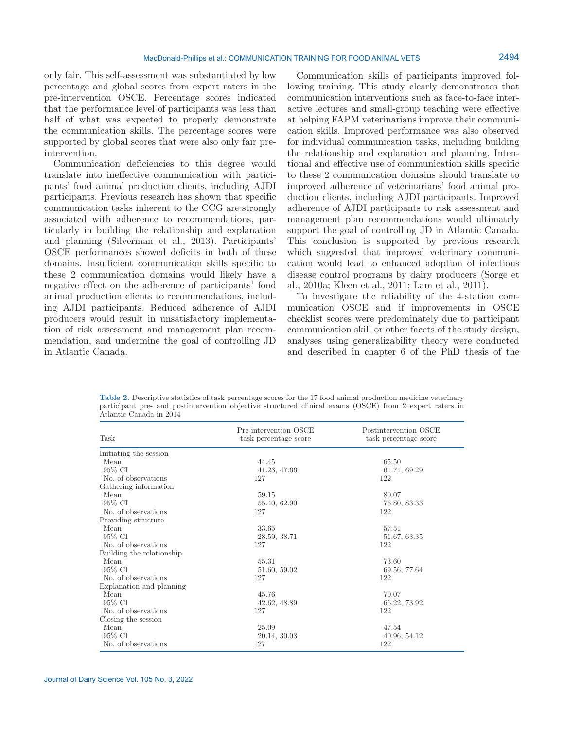only fair. This self-assessment was substantiated by low percentage and global scores from expert raters in the pre-intervention OSCE. Percentage scores indicated that the performance level of participants was less than half of what was expected to properly demonstrate the communication skills. The percentage scores were supported by global scores that were also only fair pre-intervention.

Communication deficiencies to this degree would translate into ineffective communication with participants' food animal production clients, including AJDI participants. Previous research has shown that specific communication tasks inherent to the CCG are strongly associated with adherence to recommendations, particularly in building the relationship and explanation and planning (Silverman et al., 2013). Participants' OSCE performances showed deficits in both of these domains. Insufficient communication skills specific to these 2 communication domains would likely have a negative effect on the adherence of participants' food animal production clients to recommendations, including AJDI participants. Reduced adherence of AJDI producers would result in unsatisfactory implementation of risk assessment and management plan recommendation, and undermine the goal of controlling JD in Atlantic Canada.

Communication skills of participants improved following training. This study clearly demonstrates that communication interventions such as face-to-face interactive lectures and small-group teaching were effective at helping FAPM veterinarians improve their communication skills. Improved performance was also observed for individual communication tasks, including building the relationship and explanation and planning. Intentional and effective use of communication skills specific to these 2 communication domains should translate to improved adherence of veterinarians' food animal production clients, including AJDI participants. Improved adherence of AJDI participants to risk assessment and management plan recommendations would ultimately support the goal of controlling JD in Atlantic Canada. This conclusion is supported by previous research which suggested that improved veterinary communication would lead to enhanced adoption of infectious disease control programs by dairy producers (Sorge et al., 2010a; Kleen et al., 2011; Lam et al., 2011).

To investigate the reliability of the 4-station communication OSCE and if improvements in OSCE checklist scores were predominately due to participant communication skill or other facets of the study design, analyses using generalizability theory were conducted and described in chapter 6 of the PhD thesis of the

**Table 2.** Descriptive statistics of task percentage scores for the 17 food animal production medicine veterinary participant pre- and postintervention objective structured clinical exams (OSCE) from 2 expert raters in Atlantic Canada in 2014

| Task | Pre-intervention OSCE task percentage score | Postintervention OSCE task percentage score |
|---|---|---|
| Initiating the session | | |
| Mean | 44.45 | 65.50 |
| 95% CI | 41.23, 47.66 | 61.71, 69.29 |
| No. of observations | 127 | 122 |
| Gathering information | | |
| Mean | 59.15 | 80.07 |
| 95% CI | 55.40, 62.90 | 76.80, 83.33 |
| No. of observations | 127 | 122 |
| Providing structure | | |
| Mean | 33.65 | 57.51 |
| 95% CI | 28.59, 38.71 | 51.67, 63.35 |
| No. of observations | 127 | 122 |
| Building the relationship | | |
| Mean | 55.31 | 73.60 |
| 95% CI | 51.60, 59.02 | 69.56, 77.64 |
| No. of observations | 127 | 122 |
| Explanation and planning | | |
| Mean | 45.76 | 70.07 |
| 95% CI | 42.62, 48.89 | 66.22, 73.92 |
| No. of observations | 127 | 122 |
| Closing the session | | |
| Mean | 25.09 | 47.54 |
| 95% CI | 20.14, 30.03 | 40.96, 54.12 |
| No. of observations | 127 | 122 |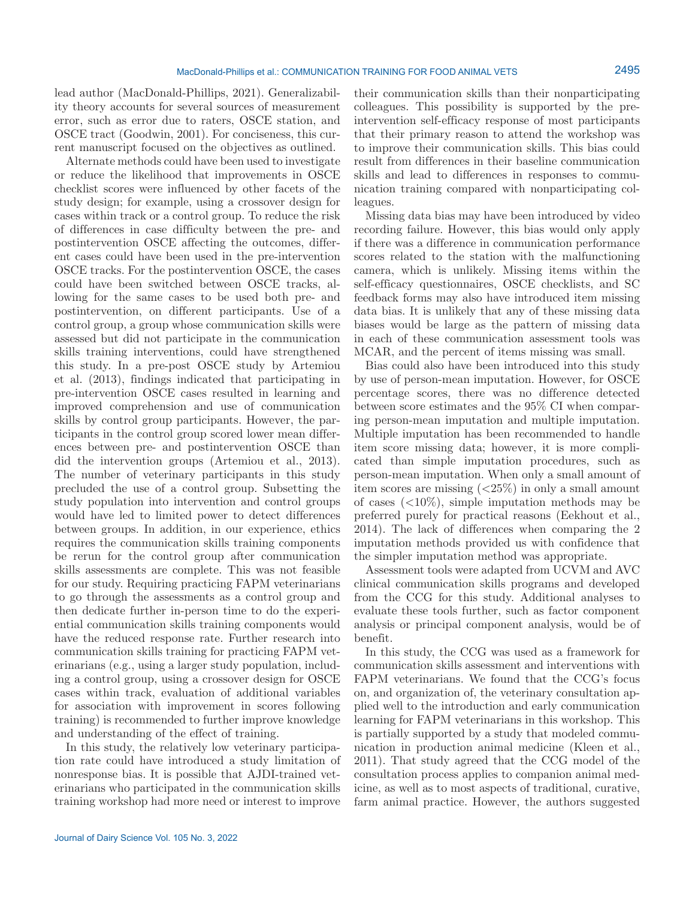lead author (MacDonald-Phillips, 2021). Generalizability theory accounts for several sources of measurement error, such as error due to raters, OSCE station, and OSCE tract (Goodwin, 2001). For conciseness, this current manuscript focused on the objectives as outlined.

Alternate methods could have been used to investigate or reduce the likelihood that improvements in OSCE checklist scores were influenced by other facets of the study design; for example, using a crossover design for cases within track or a control group. To reduce the risk of differences in case difficulty between the pre- and postintervention OSCE affecting the outcomes, different cases could have been used in the pre-intervention OSCE tracks. For the postintervention OSCE, the cases could have been switched between OSCE tracks, allowing for the same cases to be used both pre- and postintervention, on different participants. Use of a control group, a group whose communication skills were assessed but did not participate in the communication skills training interventions, could have strengthened this study. In a pre-post OSCE study by Artemiou et al. (2013), findings indicated that participating in pre-intervention OSCE cases resulted in learning and improved comprehension and use of communication skills by control group participants. However, the participants in the control group scored lower mean differences between pre- and postintervention OSCE than did the intervention groups (Artemiou et al., 2013). The number of veterinary participants in this study precluded the use of a control group. Subsetting the study population into intervention and control groups would have led to limited power to detect differences between groups. In addition, in our experience, ethics requires the communication skills training components be rerun for the control group after communication skills assessments are complete. This was not feasible for our study. Requiring practicing FAPM veterinarians to go through the assessments as a control group and then dedicate further in-person time to do the experiential communication skills training components would have the reduced response rate. Further research into communication skills training for practicing FAPM veterinarians (e.g., using a larger study population, including a control group, using a crossover design for OSCE cases within track, evaluation of additional variables for association with improvement in scores following training) is recommended to further improve knowledge and understanding of the effect of training.

In this study, the relatively low veterinary participation rate could have introduced a study limitation of nonresponse bias. It is possible that AJDI-trained veterinarians who participated in the communication skills training workshop had more need or interest to improve their communication skills than their nonparticipating colleagues. This possibility is supported by the pre-intervention self-efficacy response of most participants that their primary reason to attend the workshop was to improve their communication skills. This bias could result from differences in their baseline communication skills and lead to differences in responses to communication training compared with nonparticipating colleagues.

Missing data bias may have been introduced by video recording failure. However, this bias would only apply if there was a difference in communication performance scores related to the station with the malfunctioning camera, which is unlikely. Missing items within the self-efficacy questionnaires, OSCE checklists, and SC feedback forms may also have introduced item missing data bias. It is unlikely that any of these missing data biases would be large as the pattern of missing data in each of these communication assessment tools was MCAR, and the percent of items missing was small.

Bias could also have been introduced into this study by use of person-mean imputation. However, for OSCE percentage scores, there was no difference detected between score estimates and the 95% CI when comparing person-mean imputation and multiple imputation. Multiple imputation has been recommended to handle item score missing data; however, it is more complicated than simple imputation procedures, such as person-mean imputation. When only a small amount of item scores are missing (<25%) in only a small amount of cases (<10%), simple imputation methods may be preferred purely for practical reasons (Eekhout et al., 2014). The lack of differences when comparing the 2 imputation methods provided us with confidence that the simpler imputation method was appropriate.

Assessment tools were adapted from UCVM and AVC clinical communication skills programs and developed from the CCG for this study. Additional analyses to evaluate these tools further, such as factor component analysis or principal component analysis, would be of benefit.

In this study, the CCG was used as a framework for communication skills assessment and interventions with FAPM veterinarians. We found that the CCG's focus on, and organization of, the veterinary consultation applied well to the introduction and early communication learning for FAPM veterinarians in this workshop. This is partially supported by a study that modeled communication in production animal medicine (Kleen et al., 2011). That study agreed that the CCG model of the consultation process applies to companion animal medicine, as well as to most aspects of traditional, curative, farm animal practice. However, the authors suggested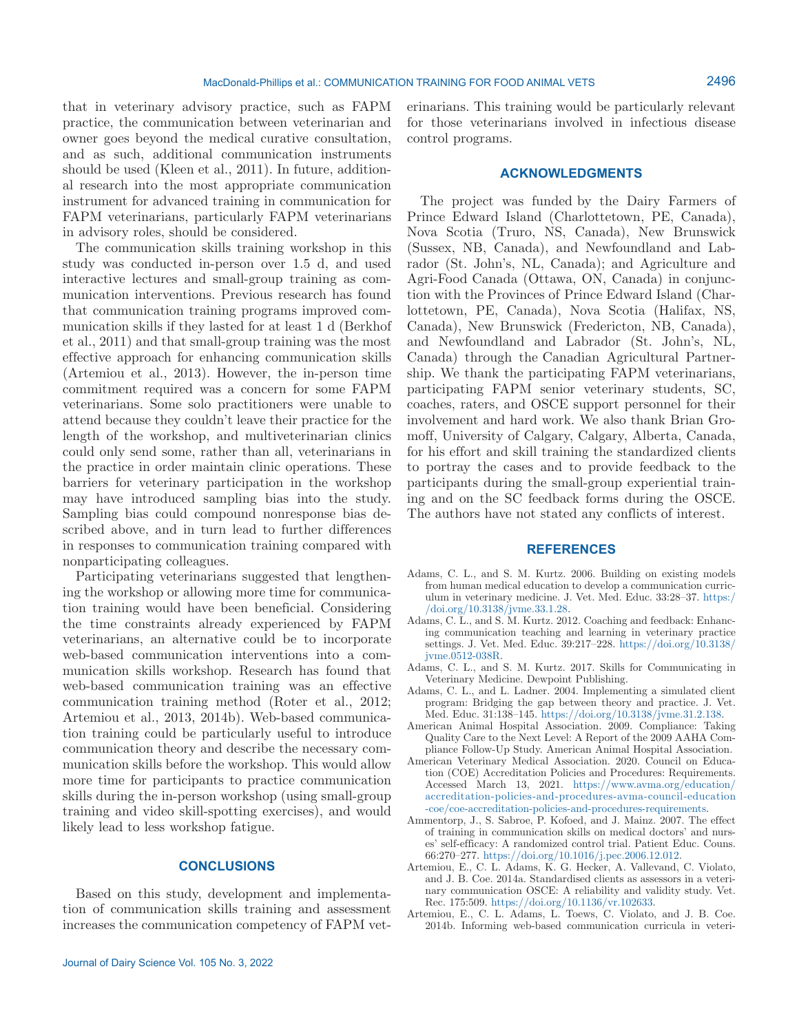that in veterinary advisory practice, such as FAPM practice, the communication between veterinarian and owner goes beyond the medical curative consultation, and as such, additional communication instruments should be used (Kleen et al., 2011). In future, additional research into the most appropriate communication instrument for advanced training in communication for FAPM veterinarians, particularly FAPM veterinarians in advisory roles, should be considered.

The communication skills training workshop in this study was conducted in-person over 1.5 d, and used interactive lectures and small-group training as communication interventions. Previous research has found that communication training programs improved communication skills if they lasted for at least 1 d (Berkhof et al., 2011) and that small-group training was the most effective approach for enhancing communication skills (Artemiou et al., 2013). However, the in-person time commitment required was a concern for some FAPM veterinarians. Some solo practitioners were unable to attend because they couldn't leave their practice for the length of the workshop, and multiveterinarian clinics could only send some, rather than all, veterinarians in the practice in order maintain clinic operations. These barriers for veterinary participation in the workshop may have introduced sampling bias into the study. Sampling bias could compound nonresponse bias described above, and in turn lead to further differences in responses to communication training compared with nonparticipating colleagues.

Participating veterinarians suggested that lengthening the workshop or allowing more time for communication training would have been beneficial. Considering the time constraints already experienced by FAPM veterinarians, an alternative could be to incorporate web-based communication interventions into a communication skills workshop. Research has found that web-based communication training was an effective communication training method (Roter et al., 2012; Artemiou et al., 2013, 2014b). Web-based communication training could be particularly useful to introduce communication theory and describe the necessary communication skills before the workshop. This would allow more time for participants to practice communication skills during the in-person workshop (using small-group training and video skill-spotting exercises), and would likely lead to less workshop fatigue.

## CONCLUSIONS

Based on this study, development and implementation of communication skills training and assessment increases the communication competency of FAPM veterinarians. This training would be particularly relevant for those veterinarians involved in infectious disease control programs.

## ACKNOWLEDGMENTS

The project was funded by the Dairy Farmers of Prince Edward Island (Charlottetown, PE, Canada), Nova Scotia (Truro, NS, Canada), New Brunswick (Sussex, NB, Canada), and Newfoundland and Labrador (St. John's, NL, Canada); and Agriculture and Agri-Food Canada (Ottawa, ON, Canada) in conjunction with the Provinces of Prince Edward Island (Charlottetown, PE, Canada), Nova Scotia (Halifax, NS, Canada), New Brunswick (Fredericton, NB, Canada), and Newfoundland and Labrador (St. John's, NL, Canada) through the Canadian Agricultural Partnership. We thank the participating FAPM veterinarians, participating FAPM senior veterinary students, SC, coaches, raters, and OSCE support personnel for their involvement and hard work. We also thank Brian Gromoff, University of Calgary, Calgary, Alberta, Canada, for his effort and skill training the standardized clients to portray the cases and to provide feedback to the participants during the small-group experiential training and on the SC feedback forms during the OSCE. The authors have not stated any conflicts of interest.

## REFERENCES

Adams, C. L., and S. M. Kurtz. 2006. Building on existing models from human medical education to develop a communication curriculum in veterinary medicine. J. Vet. Med. Educ. 33:28–37. https://doi.org/10.3138/jvme.33.1.28.

Adams, C. L., and S. M. Kurtz. 2012. Coaching and feedback: Enhancing communication teaching and learning in veterinary practice settings. J. Vet. Med. Educ. 39:217–228. https://doi.org/10.3138/jvme.0512-038R.

Adams, C. L., and S. M. Kurtz. 2017. Skills for Communicating in Veterinary Medicine. Dewpoint Publishing.

Adams, C. L., and L. Ladner. 2004. Implementing a simulated client program: Bridging the gap between theory and practice. J. Vet. Med. Educ. 31:138–145. https://doi.org/10.3138/jvme.31.2.138.

American Animal Hospital Association. 2009. Compliance: Taking Quality Care to the Next Level: A Report of the 2009 AAHA Compliance Follow-Up Study. American Animal Hospital Association.

American Veterinary Medical Association. 2020. Council on Education (COE) Accreditation Policies and Procedures: Requirements. Accessed March 13, 2021. https://www.avma.org/education/accreditation-policies-and-procedures-avma-council-education-coe/coe-accreditation-policies-and-procedures-requirements.

Ammentorp, J., S. Sabroe, P. Kofoed, and J. Mainz. 2007. The effect of training in communication skills on medical doctors' and nurses' self-efficacy: A randomized control trial. Patient Educ. Couns. 66:270–277. https://doi.org/10.1016/j.pec.2006.12.012.

Artemiou, E., C. L. Adams, K. G. Hecker, A. Vallevand, C. Violato, and J. B. Coe. 2014a. Standardised clients as assessors in a veterinary communication OSCE: A reliability and validity study. Vet. Rec. 175:509. https://doi.org/10.1136/vr.102633.

Artemiou, E., C. L. Adams, L. Toews, C. Violato, and J. B. Coe. 2014b. Informing web-based communication curricula in veteri-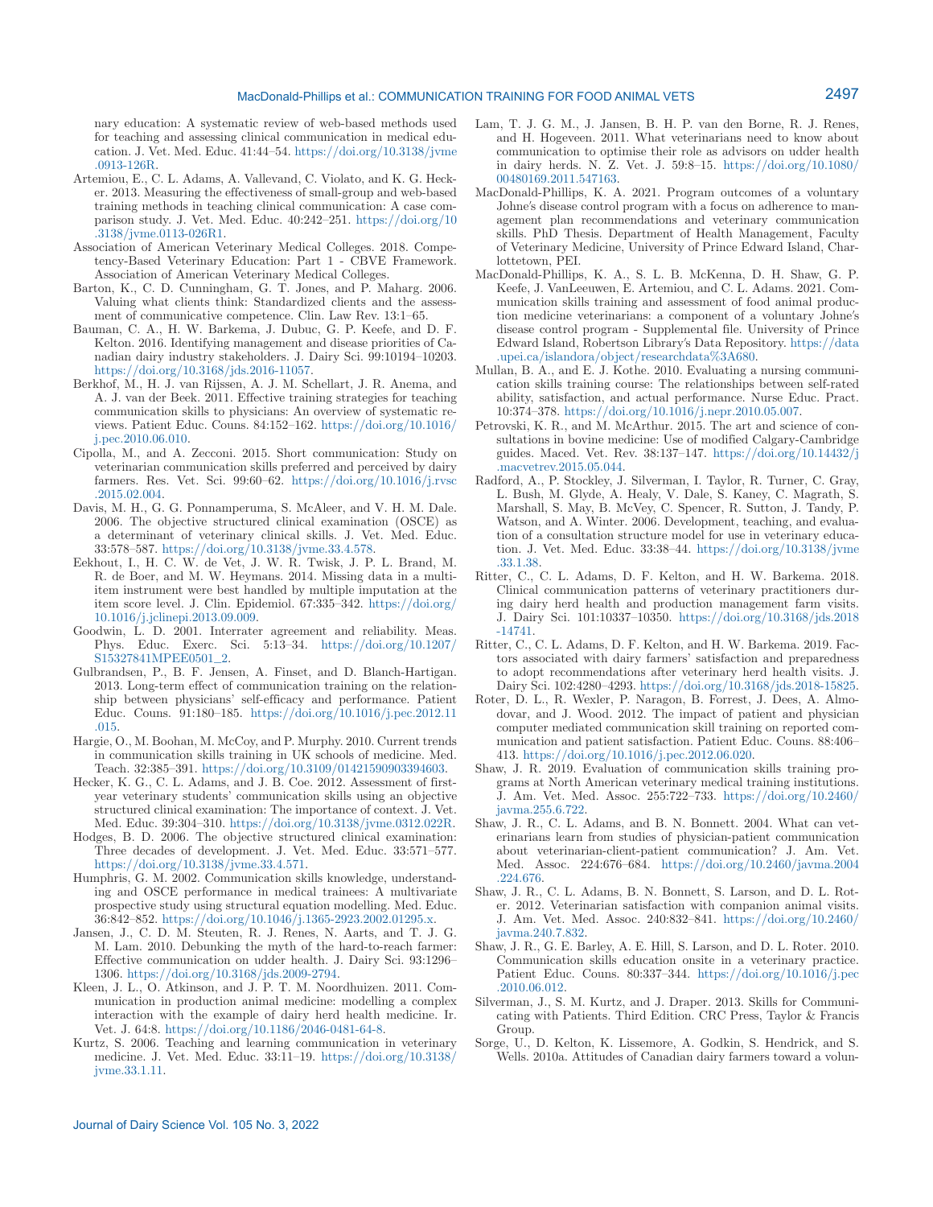nary education: A systematic review of web-based methods used for teaching and assessing clinical communication in medical education. J. Vet. Med. Educ. 41:44–54. https://doi.org/10.3138/jvme.0913-126R.

Artemiou, E., C. L. Adams, A. Vallevand, C. Violato, and K. G. Hecker. 2013. Measuring the effectiveness of small-group and web-based training methods in teaching clinical communication: A case comparison study. J. Vet. Med. Educ. 40:242–251. https://doi.org/10.3138/jvme.0113-026R1.

Association of American Veterinary Medical Colleges. 2018. Competency-Based Veterinary Education: Part 1 - CBVE Framework. Association of American Veterinary Medical Colleges.

Barton, K., C. D. Cunningham, G. T. Jones, and P. Maharg. 2006. Valuing what clients think: Standardized clients and the assessment of communicative competence. Clin. Law Rev. 13:1–65.

Bauman, C. A., H. W. Barkema, J. Dubuc, G. P. Keefe, and D. F. Kelton. 2016. Identifying management and disease priorities of Canadian dairy industry stakeholders. J. Dairy Sci. 99:10194–10203. https://doi.org/10.3168/jds.2016-11057.

Berkhof, M., H. J. van Rijssen, A. J. M. Schellart, J. R. Anema, and A. J. van der Beek. 2011. Effective training strategies for teaching communication skills to physicians: An overview of systematic reviews. Patient Educ. Couns. 84:152–162. https://doi.org/10.1016/j.pec.2010.06.010.

Cipolla, M., and A. Zecconi. 2015. Short communication: Study on veterinarian communication skills preferred and perceived by dairy farmers. Res. Vet. Sci. 99:60–62. https://doi.org/10.1016/j.rvsc.2015.02.004.

Davis, M. H., G. G. Ponnamperuma, S. McAleer, and V. H. M. Dale. 2006. The objective structured clinical examination (OSCE) as a determinant of veterinary clinical skills. J. Vet. Med. Educ. 33:578–587. https://doi.org/10.3138/jvme.33.4.578.

Eekhout, I., H. C. W. de Vet, J. W. R. Twisk, J. P. L. Brand, M. R. de Boer, and M. W. Heymans. 2014. Missing data in a multi-item instrument were best handled by multiple imputation at the item score level. J. Clin. Epidemiol. 67:335–342. https://doi.org/10.1016/j.jclinepi.2013.09.009.

Goodwin, L. D. 2001. Interrater agreement and reliability. Meas. Phys. Educ. Exerc. Sci. 5:13–34. https://doi.org/10.1207/S15327841MPEE0501_2.

Gulbrandsen, P., B. F. Jensen, A. Finset, and D. Blanch-Hartigan. 2013. Long-term effect of communication training on the relationship between physicians' self-efficacy and performance. Patient Educ. Couns. 91:180–185. https://doi.org/10.1016/j.pec.2012.11.015.

Hargie, O., M. Boohan, M. McCoy, and P. Murphy. 2010. Current trends in communication skills training in UK schools of medicine. Med. Teach. 32:385–391. https://doi.org/10.3109/01421590903394603.

Hecker, K. G., C. L. Adams, and J. B. Coe. 2012. Assessment of first-year veterinary students' communication skills using an objective structured clinical examination: The importance of context. J. Vet. Med. Educ. 39:304–310. https://doi.org/10.3138/jvme.0312.022R.

Hodges, B. D. 2006. The objective structured clinical examination: Three decades of development. J. Vet. Med. Educ. 33:571–577. https://doi.org/10.3138/jvme.33.4.571.

Humphris, G. M. 2002. Communication skills knowledge, understanding and OSCE performance in medical trainees: A multivariate prospective study using structural equation modelling. Med. Educ. 36:842–852. https://doi.org/10.1046/j.1365-2923.2002.01295.x.

Jansen, J., C. D. M. Steuten, R. J. Renes, N. Aarts, and T. J. G. M. Lam. 2010. Debunking the myth of the hard-to-reach farmer: Effective communication on udder health. J. Dairy Sci. 93:1296–1306. https://doi.org/10.3168/jds.2009-2794.

Kleen, J. L., O. Atkinson, and J. P. T. M. Noordhuizen. 2011. Communication in production animal medicine: modelling a complex interaction with the example of dairy herd health medicine. Ir. Vet. J. 64:8. https://doi.org/10.1186/2046-0481-64-8.

Kurtz, S. 2006. Teaching and learning communication in veterinary medicine. J. Vet. Med. Educ. 33:11–19. https://doi.org/10.3138/jvme.33.1.11.

Lam, T. J. G. M., J. Jansen, B. H. P. van den Borne, R. J. Renes, and H. Hogeveen. 2011. What veterinarians need to know about communication to optimise their role as advisors on udder health in dairy herds. N. Z. Vet. J. 59:8–15. https://doi.org/10.1080/00480169.2011.547163.

MacDonald-Phillips, K. A. 2021. Program outcomes of a voluntary Johne's disease control program with a focus on adherence to management plan recommendations and veterinary communication skills. PhD Thesis. Department of Health Management, Faculty of Veterinary Medicine, University of Prince Edward Island, Charlottetown, PEI.

MacDonald-Phillips, K. A., S. L. B. McKenna, D. H. Shaw, G. P. Keefe, J. VanLeeuwen, E. Artemiou, and C. L. Adams. 2021. Communication skills training and assessment of food animal production medicine veterinarians: a component of a voluntary Johne's disease control program - Supplemental file. University of Prince Edward Island, Robertson Library's Data Repository. https://data.upei.ca/islandora/object/researchdata%3A680.

Mullan, B. A., and E. J. Kothe. 2010. Evaluating a nursing communication skills training course: The relationships between self-rated ability, satisfaction, and actual performance. Nurse Educ. Pract. 10:374–378. https://doi.org/10.1016/j.nepr.2010.05.007.

Petrovski, K. R., and M. McArthur. 2015. The art and science of consultations in bovine medicine: Use of modified Calgary-Cambridge guides. Maced. Vet. Rev. 38:137–147. https://doi.org/10.14432/j.macvetrev.2015.05.044.

Radford, A., P. Stockley, J. Silverman, I. Taylor, R. Turner, C. Gray, L. Bush, M. Glyde, A. Healy, V. Dale, S. Kaney, C. Magrath, S. Marshall, S. May, B. McVey, C. Spencer, R. Sutton, J. Tandy, P. Watson, and A. Winter. 2006. Development, teaching, and evaluation of a consultation structure model for use in veterinary education. J. Vet. Med. Educ. 33:38–44. https://doi.org/10.3138/jvme.33.1.38.

Ritter, C., C. L. Adams, D. F. Kelton, and H. W. Barkema. 2018. Clinical communication patterns of veterinary practitioners during dairy herd health and production management farm visits. J. Dairy Sci. 101:10337–10350. https://doi.org/10.3168/jds.2018-14741.

Ritter, C., C. L. Adams, D. F. Kelton, and H. W. Barkema. 2019. Factors associated with dairy farmers' satisfaction and preparedness to adopt recommendations after veterinary herd health visits. J. Dairy Sci. 102:4280–4293. https://doi.org/10.3168/jds.2018-15825.

Roter, D. L., R. Wexler, P. Naragon, B. Forrest, J. Dees, A. Almodovar, and J. Wood. 2012. The impact of patient and physician computer mediated communication skill training on reported communication and patient satisfaction. Patient Educ. Couns. 88:406–413. https://doi.org/10.1016/j.pec.2012.06.020.

Shaw, J. R. 2019. Evaluation of communication skills training programs at North American veterinary medical training institutions. J. Am. Vet. Med. Assoc. 255:722–733. https://doi.org/10.2460/javma.255.6.722.

Shaw, J. R., C. L. Adams, and B. N. Bonnett. 2004. What can veterinarians learn from studies of physician-patient communication about veterinarian-client-patient communication? J. Am. Vet. Med. Assoc. 224:676–684. https://doi.org/10.2460/javma.2004.224.676.

Shaw, J. R., C. L. Adams, B. N. Bonnett, S. Larson, and D. L. Roter. 2012. Veterinarian satisfaction with companion animal visits. J. Am. Vet. Med. Assoc. 240:832–841. https://doi.org/10.2460/javma.240.7.832.

Shaw, J. R., G. E. Barley, A. E. Hill, S. Larson, and D. L. Roter. 2010. Communication skills education onsite in a veterinary practice. Patient Educ. Couns. 80:337–344. https://doi.org/10.1016/j.pec.2010.06.012.

Silverman, J., S. M. Kurtz, and J. Draper. 2013. Skills for Communicating with Patients. Third Edition. CRC Press, Taylor & Francis Group.

Sorge, U., D. Kelton, K. Lissemore, A. Godkin, S. Hendrick, and S. Wells. 2010a. Attitudes of Canadian dairy farmers toward a volun-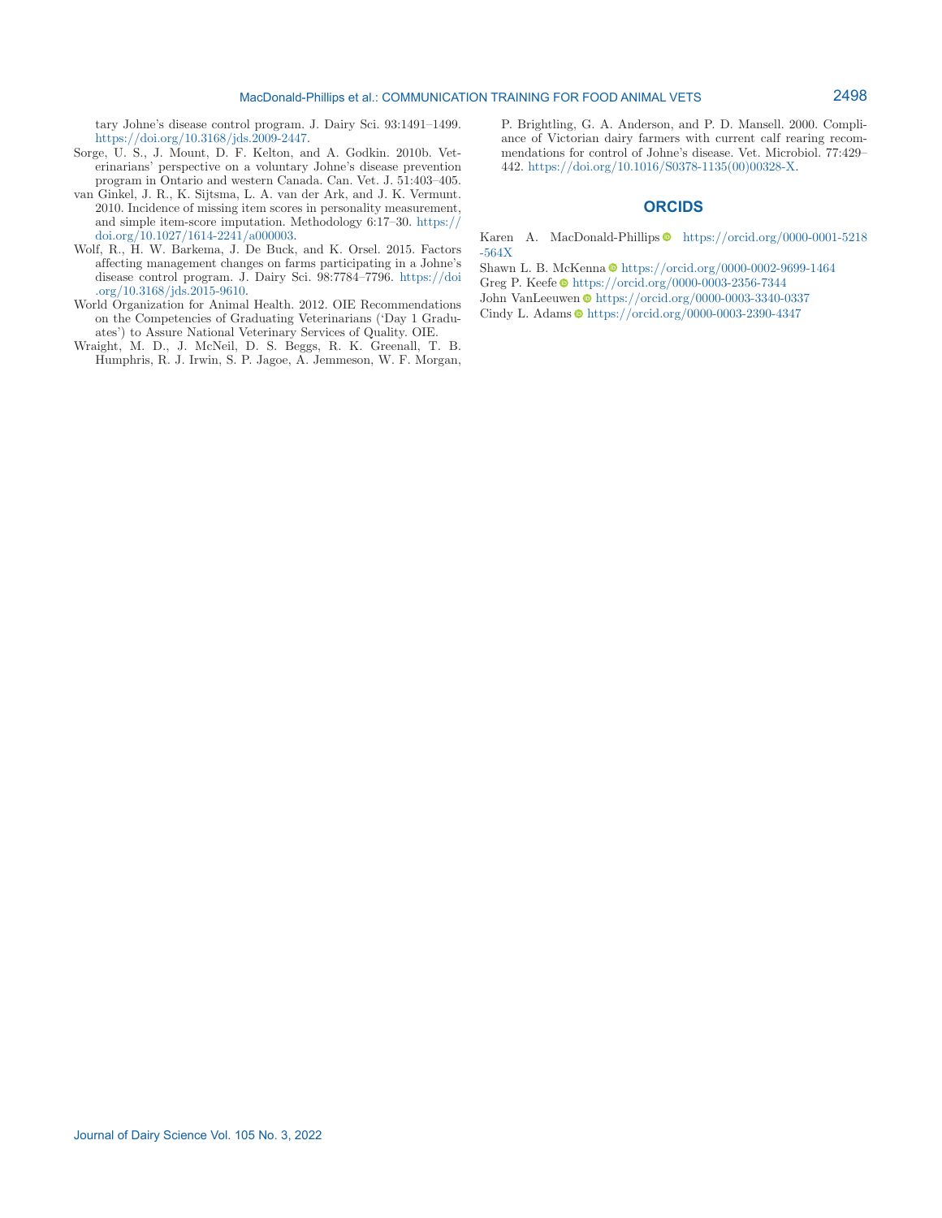tary Johne's disease control program. J. Dairy Sci. 93:1491–1499. https://doi.org/10.3168/jds.2009-2447.

Sorge, U. S., J. Mount, D. F. Kelton, and A. Godkin. 2010b. Veterinarians' perspective on a voluntary Johne's disease prevention program in Ontario and western Canada. Can. Vet. J. 51:403–405.

van Ginkel, J. R., K. Sijtsma, L. A. van der Ark, and J. K. Vermunt. 2010. Incidence of missing item scores in personality measurement, and simple item-score imputation. Methodology 6:17–30. https://doi.org/10.1027/1614-2241/a000003.

Wolf, R., H. W. Barkema, J. De Buck, and K. Orsel. 2015. Factors affecting management changes on farms participating in a Johne's disease control program. J. Dairy Sci. 98:7784–7796. https://doi.org/10.3168/jds.2015-9610.

World Organization for Animal Health. 2012. OIE Recommendations on the Competencies of Graduating Veterinarians ('Day 1 Graduates') to Assure National Veterinary Services of Quality. OIE.

Wraight, M. D., J. McNeil, D. S. Beggs, R. K. Greenall, T. B. Humphris, R. J. Irwin, S. P. Jagoe, A. Jemmeson, W. F. Morgan, P. Brightling, G. A. Anderson, and P. D. Mansell. 2000. Compliance of Victorian dairy farmers with current calf rearing recommendations for control of Johne's disease. Vet. Microbiol. 77:429–442. https://doi.org/10.1016/S0378-1135(00)00328-X.

## ORCIDS

Karen A. MacDonald-Phillips https://orcid.org/0000-0001-5218-564X
Shawn L. B. McKenna https://orcid.org/0000-0002-9699-1464
Greg P. Keefe https://orcid.org/0000-0003-2356-7344
John VanLeeuwen https://orcid.org/0000-0003-3340-0337
Cindy L. Adams https://orcid.org/0000-0003-2390-4347